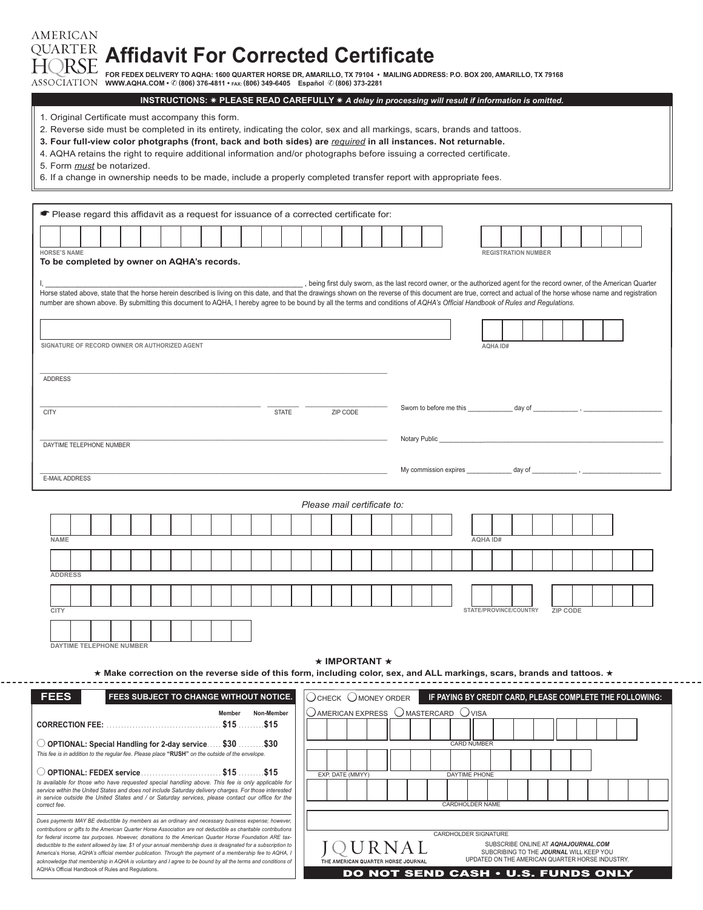AMERICAN QUARTER HORSE ASSOCIATION

# Affidavit For Corrected Certificate

**FOR FEDEX DELIVERY TO AQHA: 1600 QUARTER HORSE DR, AMARILLO, TX 79104 • MAILING ADDRESS: P.O. BOX 200, AMARILLO, TX 79168**
**WWW.AQHA.COM • ✆ (806) 376-4811 • FAX: (806) 349-6405 Español ✆ (806) 373-2281**

**INSTRUCTIONS: ✷ PLEASE READ CAREFULLY ✷** ***A delay in processing will result if information is omitted.***

1. Original Certificate must accompany this form.
2. Reverse side must be completed in its entirety, indicating the color, sex and all markings, scars, brands and tattoos.
3. **Four full-view color phtographs (front, back and both sides) are *required* in all instances. Not returnable.**
4. AQHA retains the right to require additional information and/or photographs before issuing a corrected certificate.
5. Form *must* be notarized.
6. If a change in ownership needs to be made, include a properly completed transfer report with appropriate fees.

☛ Please regard this affidavit as a request for issuance of a corrected certificate for:

HORSE'S NAME ______________________ REGISTRATION NUMBER ______________________

**To be completed by owner on AQHA's records.**

I, ______________________, being first duly sworn, as the last record owner, or the authorized agent for the record owner, of the American Quarter Horse stated above, state that the horse herein described is living on this date, and that the drawings shown on the reverse of this document are true, correct and actual of the horse whose name and registration number are shown above. By submitting this document to AQHA, I hereby agree to be bound by all the terms and conditions of *AQHA's Official Handbook of Rules and Regulations.*

SIGNATURE OF RECORD OWNER OR AUTHORIZED AGENT ______________________ AQHA ID# ______________________

ADDRESS ______________________

CITY ______________________ STATE ________ ZIP CODE ________

Sworn to before me this ________ day of ________ , ________

DAYTIME TELEPHONE NUMBER ______________________

Notary Public ______________________

E-MAIL ADDRESS ______________________

My commission expires ________ day of ________ , ________

*Please mail certificate to:*

NAME ______________________ AQHA ID# ______________________

ADDRESS ______________________

CITY ______________________ STATE/PROVINCE/COUNTRY ________ ZIP CODE ________

DAYTIME TELEPHONE NUMBER ______________________

**★ IMPORTANT ★**

**★ Make correction on the reverse side of this form, including color, sex, and ALL markings, scars, brands and tattoos. ★**

**FEES** — **FEES SUBJECT TO CHANGE WITHOUT NOTICE.**

| | Member | Non-Member |
|---|---|---|
| **CORRECTION FEE:** | **$15** | **$15** |
| ○ **OPTIONAL: Special Handling for 2-day service** | **$30** | **$30** |
| ○ **OPTIONAL: FEDEX service** | **$15** | **$15** |

*This fee is in addition to the regular fee. Please place* ***"RUSH"*** *on the outside of the envelope.*

*Is available for those who have requested special handling above. This fee is only applicable for service within the United States and does not include Saturday delivery charges. For those interested in service outside the United States and / or Saturday services, please contact our office for the correct fee.*

*Dues payments MAY BE deductible by members as an ordinary and necessary business expense; however, contributions or gifts to the American Quarter Horse Association are not deductible as charitable contributions for federal income tax purposes. However, donations to the American Quarter Horse Foundation ARE tax-deductible to the extent allowed by law. $1 of your annual membership dues is designated for a subscription to America's Horse, AQHA's official member publication. Through the payment of a membership fee to AQHA, I acknowledge that membership in AQHA is voluntary and I agree to be bound by all the terms and conditions of AQHA's Official Handbook of Rules and Regulations.*

○ CHECK ○ MONEY ORDER **IF PAYING BY CREDIT CARD, PLEASE COMPLETE THE FOLLOWING:**

○ AMERICAN EXPRESS ○ MASTERCARD ○ VISA

CARD NUMBER ______________________

EXP. DATE (MMYY) ________ DAYTIME PHONE ______________________

CARDHOLDER NAME ______________________

CARDHOLDER SIGNATURE ______________________

JOURNAL — THE AMERICAN QUARTER HORSE JOURNAL

SUBSCRIBE ONLINE AT ***AQHAJOURNAL.COM***
SUBCRIBING TO THE ***JOURNAL*** WILL KEEP YOU UPDATED ON THE AMERICAN QUARTER HORSE INDUSTRY.

**DO NOT SEND CASH • U.S. FUNDS ONLY**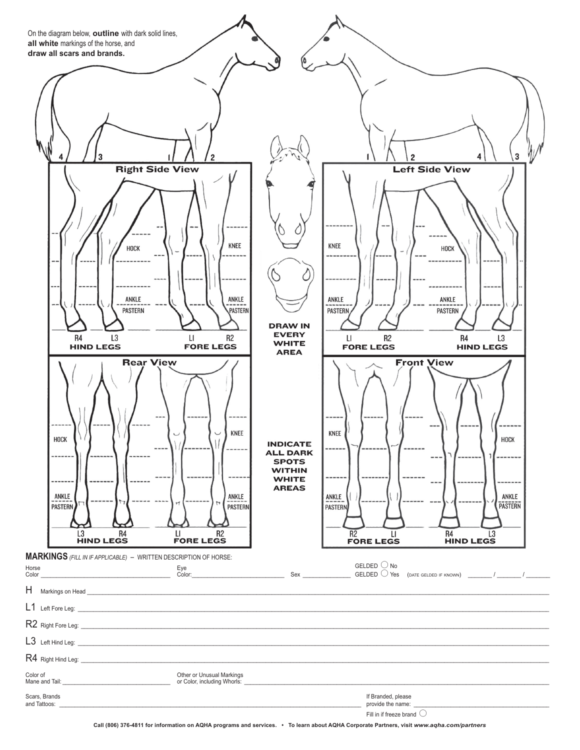On the diagram below, **outline** with dark solid lines, **all white** markings of the horse, and **draw all scars and brands.**

4 3 1 2

**Right Side View**

HOCK

KNEE

ANKLE

PASTERN

ANKLE

PASTERN

R4 L3
**HIND LEGS**

L1 R2
**FORE LEGS**

1 2 4 3

**Left Side View**

KNEE

HOCK

ANKLE

PASTERN

ANKLE

PASTERN

L1 R2
**FORE LEGS**

R4 L3
**HIND LEGS**

**DRAW IN EVERY WHITE AREA**

**Rear View**

HOCK

KNEE

ANKLE

PASTERN

ANKLE

PASTERN

L3 R4
**HIND LEGS**

L1 R2
**FORE LEGS**

**INDICATE ALL DARK SPOTS WITHIN WHITE AREAS**

**Front View**

KNEE

HOCK

ANKLE

PASTERN

ANKLE

PASTERN

R2 L1
**FORE LEGS**

R4 L3
**HIND LEGS**

**MARKINGS** *(FILL IN IF APPLICABLE)* – WRITTEN DESCRIPTION OF HORSE:

Horse Color ______________________ Eye Color: ______________________ Sex ______________ GELDED ◯ No GELDED ◯ Yes (DATE GELDED IF KNOWN) ______ / ______ / ______

H Markings on Head ______________________________________________

L1 Left Fore Leg: ______________________________________________

R2 Right Fore Leg: ______________________________________________

L3 Left Hind Leg: ______________________________________________

R4 Right Hind Leg: ______________________________________________

Color of Mane and Tail: ______________________ Other or Unusual Markings or Color, including Whorls: ______________________

Scars, Brands and Tattoos: ______________________ If Branded, please provide the name: ______________________

Fill in if freeze brand ◯

Call (806) 376-4811 for information on AQHA programs and services. • To learn about AQHA Corporate Partners, visit *www.aqha.com/partners*